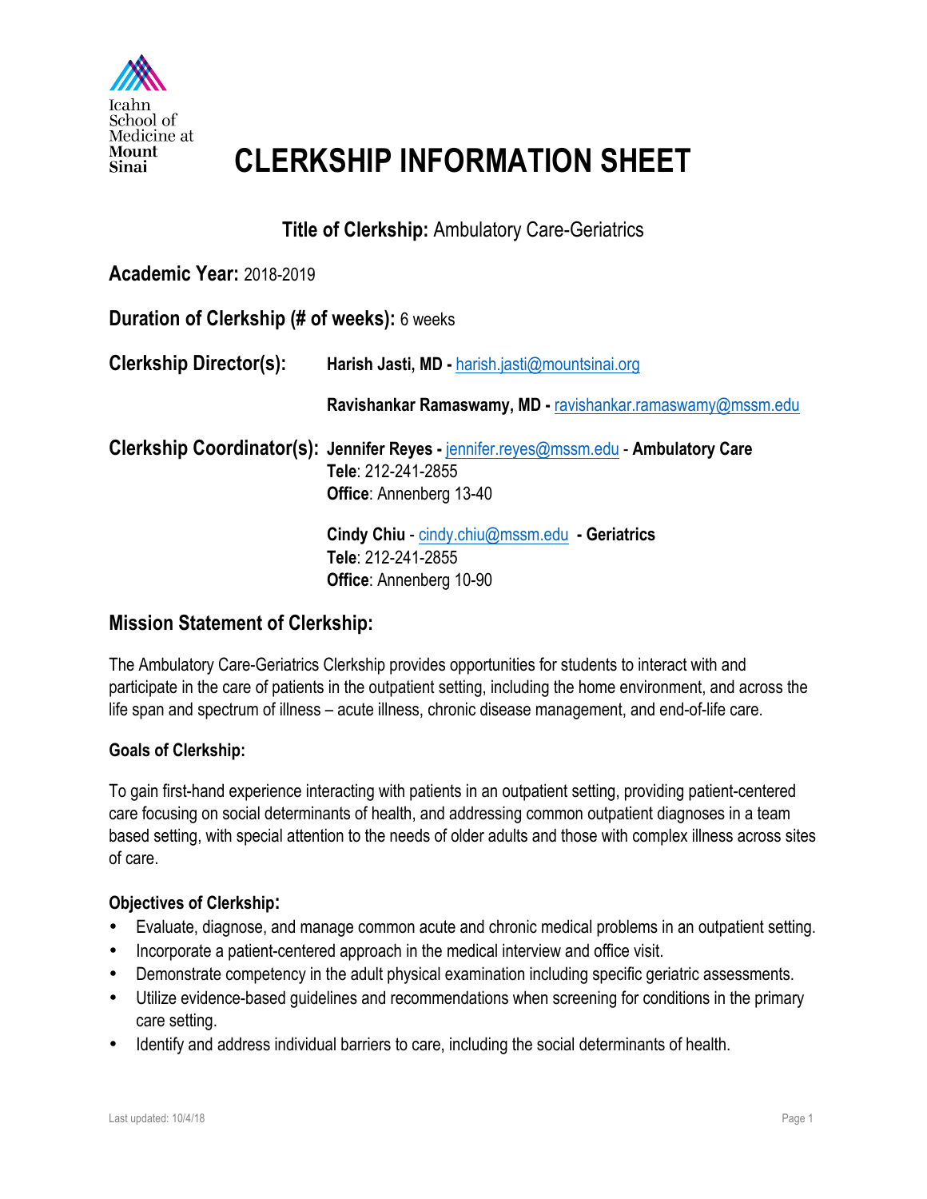Icahn School of Medicine at Mount Sinai

# CLERKSHIP INFORMATION SHEET

**Title of Clerkship:** Ambulatory Care-Geriatrics

**Academic Year:** 2018-2019

**Duration of Clerkship (# of weeks):** 6 weeks

**Clerkship Director(s):**

**Harish Jasti, MD -** harish.jasti@mountsinai.org

**Ravishankar Ramaswamy, MD -** ravishankar.ramaswamy@mssm.edu

**Clerkship Coordinator(s):**

**Jennifer Reyes -** jennifer.reyes@mssm.edu - **Ambulatory Care**
**Tele**: 212-241-2855
**Office**: Annenberg 13-40

**Cindy Chiu** - cindy.chiu@mssm.edu **- Geriatrics**
**Tele**: 212-241-2855
**Office**: Annenberg 10-90

## Mission Statement of Clerkship:

The Ambulatory Care-Geriatrics Clerkship provides opportunities for students to interact with and participate in the care of patients in the outpatient setting, including the home environment, and across the life span and spectrum of illness – acute illness, chronic disease management, and end-of-life care.

### Goals of Clerkship:

To gain first-hand experience interacting with patients in an outpatient setting, providing patient-centered care focusing on social determinants of health, and addressing common outpatient diagnoses in a team based setting, with special attention to the needs of older adults and those with complex illness across sites of care.

### Objectives of Clerkship:

- Evaluate, diagnose, and manage common acute and chronic medical problems in an outpatient setting.
- Incorporate a patient-centered approach in the medical interview and office visit.
- Demonstrate competency in the adult physical examination including specific geriatric assessments.
- Utilize evidence-based guidelines and recommendations when screening for conditions in the primary care setting.
- Identify and address individual barriers to care, including the social determinants of health.

Last updated: 10/4/18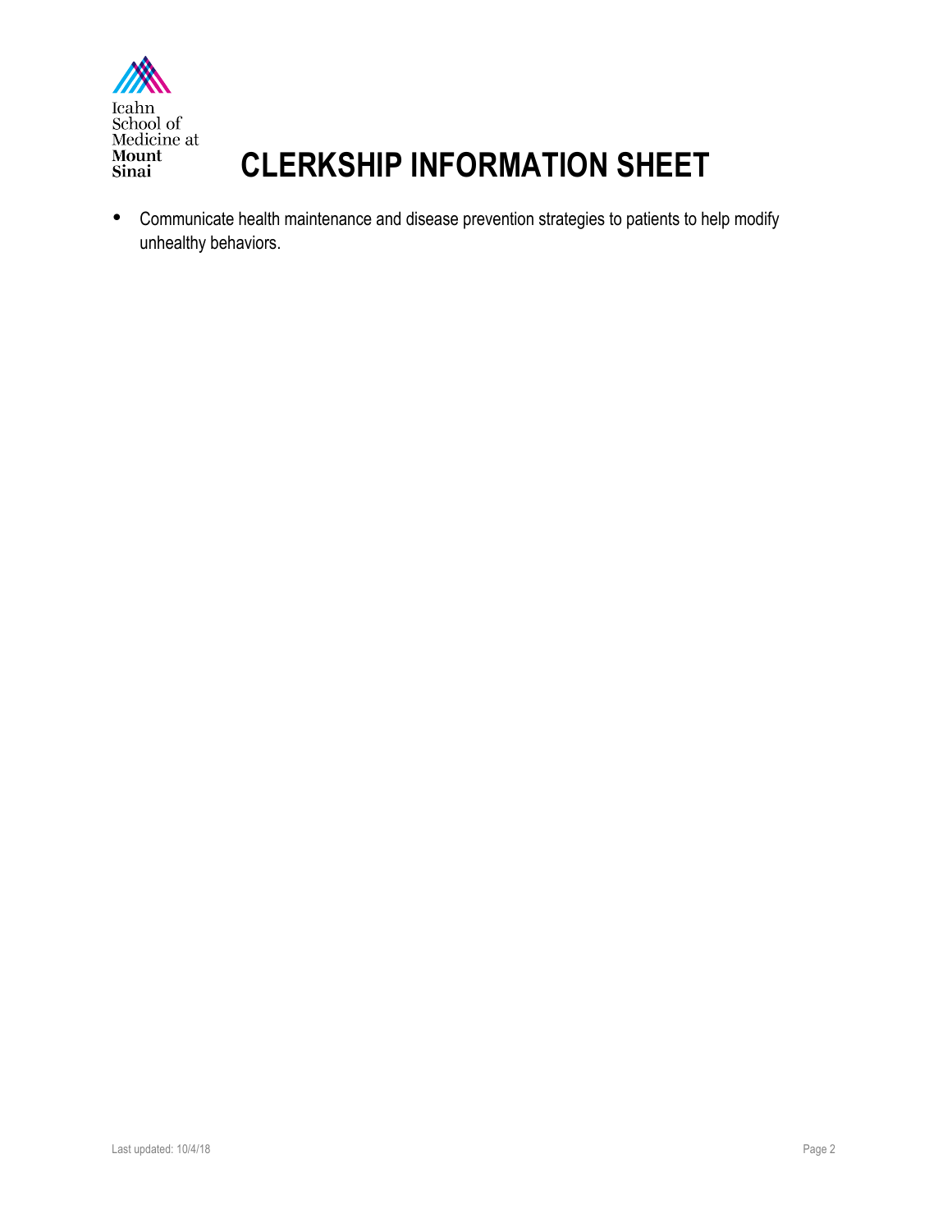# CLERKSHIP INFORMATION SHEET

- Communicate health maintenance and disease prevention strategies to patients to help modify unhealthy behaviors.

Last updated: 10/4/18